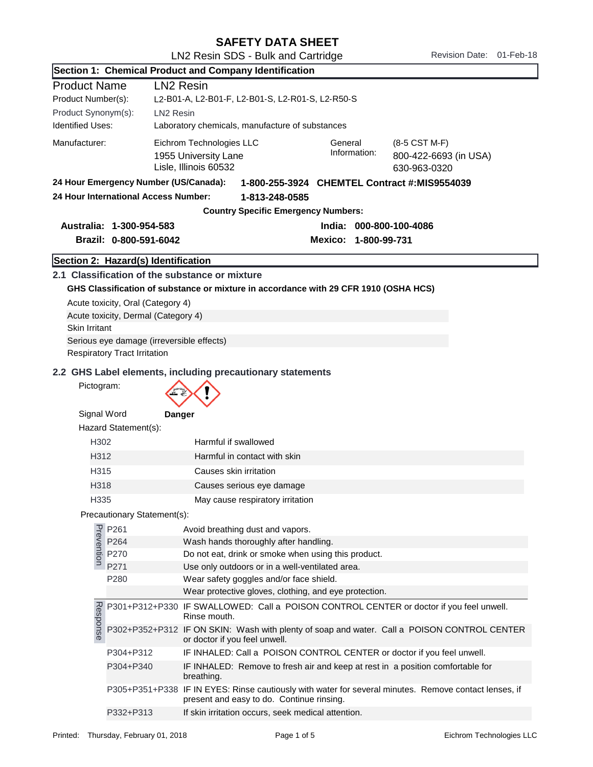# SAFETY DATA SHEET

LN2 Resin SDS - Bulk and Cartridge

Revision Date: 01-Feb-18

## Section 1: Chemical Product and Company Identification

| | |
|---|---|
| Product Name | LN2 Resin |
| Product Number(s): | L2-B01-A, L2-B01-F, L2-B01-S, L2-R01-S, L2-R50-S |
| Product Synonym(s): | LN2 Resin |
| Identified Uses: | Laboratory chemicals, manufacture of substances |
| Manufacturer: | Eichrom Technologies LLC<br>1955 University Lane<br>Lisle, Illinois 60532 |
| General Information: | (8-5 CST M-F)<br>800-422-6693 (in USA)<br>630-963-0320 |

**24 Hour Emergency Number (US/Canada): 1-800-255-3924 CHEMTEL Contract #:MIS9554039**

**24 Hour International Access Number: 1-813-248-0585**

**Country Specific Emergency Numbers:**

**Australia: 1-300-954-583**

**Brazil: 0-800-591-6042**

**India: 000-800-100-4086**

**Mexico: 1-800-99-731**

## Section 2: Hazard(s) Identification

### 2.1 Classification of the substance or mixture

**GHS Classification of substance or mixture in accordance with 29 CFR 1910 (OSHA HCS)**

Acute toxicity, Oral (Category 4)

Acute toxicity, Dermal (Category 4)

Skin Irritant

Serious eye damage (irreversible effects)

Respiratory Tract Irritation

### 2.2 GHS Label elements, including precautionary statements

Pictogram:

Signal Word **Danger**

Hazard Statement(s):

| | |
|---|---|
| H302 | Harmful if swallowed |
| H312 | Harmful in contact with skin |
| H315 | Causes skin irritation |
| H318 | Causes serious eye damage |
| H335 | May cause respiratory irritation |

Precautionary Statement(s):

| | | |
|---|---|---|
| Prevention | P261 | Avoid breathing dust and vapors. |
| | P264 | Wash hands thoroughly after handling. |
| | P270 | Do not eat, drink or smoke when using this product. |
| | P271 | Use only outdoors or in a well-ventilated area. |
| | P280 | Wear safety goggles and/or face shield. |
| | | Wear protective gloves, clothing, and eye protection. |
| Response | P301+P312+P330 | IF SWALLOWED: Call a POISON CONTROL CENTER or doctor if you feel unwell. Rinse mouth. |
| | P302+P352+P312 | IF ON SKIN: Wash with plenty of soap and water. Call a POISON CONTROL CENTER or doctor if you feel unwell. |
| | P304+P312 | IF INHALED: Call a POISON CONTROL CENTER or doctor if you feel unwell. |
| | P304+P340 | IF INHALED: Remove to fresh air and keep at rest in a position comfortable for breathing. |
| | P305+P351+P338 | IF IN EYES: Rinse cautiously with water for several minutes. Remove contact lenses, if present and easy to do. Continue rinsing. |
| | P332+P313 | If skin irritation occurs, seek medical attention. |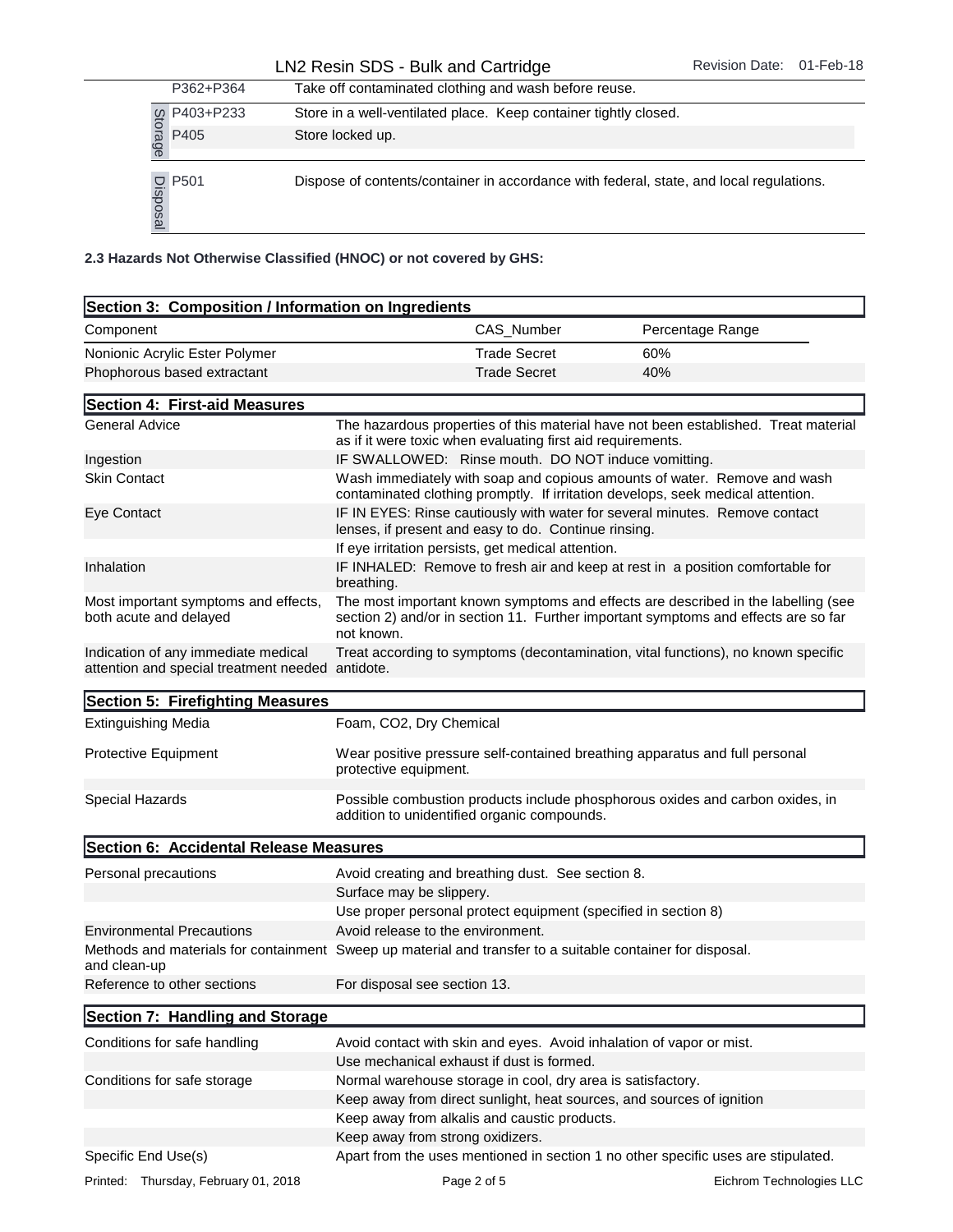| | | |
|---|---|---|
| | P362+P364 | Take off contaminated clothing and wash before reuse. |
| Storage | P403+P233 | Store in a well-ventilated place. Keep container tightly closed. |
| | P405 | Store locked up. |
| Disposal | P501 | Dispose of contents/container in accordance with federal, state, and local regulations. |

**2.3 Hazards Not Otherwise Classified (HNOC) or not covered by GHS:**

## Section 3: Composition / Information on Ingredients

| Component | CAS_Number | Percentage Range |
|---|---|---|
| Nonionic Acrylic Ester Polymer | Trade Secret | 60% |
| Phophorous based extractant | Trade Secret | 40% |

## Section 4: First-aid Measures

| | |
|---|---|
| General Advice | The hazardous properties of this material have not been established. Treat material as if it were toxic when evaluating first aid requirements. |
| Ingestion | IF SWALLOWED: Rinse mouth. DO NOT induce vomitting. |
| Skin Contact | Wash immediately with soap and copious amounts of water. Remove and wash contaminated clothing promptly. If irritation develops, seek medical attention. |
| Eye Contact | IF IN EYES: Rinse cautiously with water for several minutes. Remove contact lenses, if present and easy to do. Continue rinsing. |
| | If eye irritation persists, get medical attention. |
| Inhalation | IF INHALED: Remove to fresh air and keep at rest in a position comfortable for breathing. |
| Most important symptoms and effects, both acute and delayed | The most important known symptoms and effects are described in the labelling (see section 2) and/or in section 11. Further important symptoms and effects are so far not known. |
| Indication of any immediate medical attention and special treatment needed | Treat according to symptoms (decontamination, vital functions), no known specific antidote. |

## Section 5: Firefighting Measures

| | |
|---|---|
| Extinguishing Media | Foam, $CO_2$, Dry Chemical |
| Protective Equipment | Wear positive pressure self-contained breathing apparatus and full personal protective equipment. |
| Special Hazards | Possible combustion products include phosphorous oxides and carbon oxides, in addition to unidentified organic compounds. |

## Section 6: Accidental Release Measures

| | |
|---|---|
| Personal precautions | Avoid creating and breathing dust. See section 8. |
| | Surface may be slippery. |
| | Use proper personal protect equipment (specified in section 8) |
| Environmental Precautions | Avoid release to the environment. |
| Methods and materials for containment and clean-up | Sweep up material and transfer to a suitable container for disposal. |
| Reference to other sections | For disposal see section 13. |

## Section 7: Handling and Storage

| | |
|---|---|
| Conditions for safe handling | Avoid contact with skin and eyes. Avoid inhalation of vapor or mist. |
| | Use mechanical exhaust if dust is formed. |
| Conditions for safe storage | Normal warehouse storage in cool, dry area is satisfactory. |
| | Keep away from direct sunlight, heat sources, and sources of ignition |
| | Keep away from alkalis and caustic products. |
| | Keep away from strong oxidizers. |
| Specific End Use(s) | Apart from the uses mentioned in section 1 no other specific uses are stipulated. |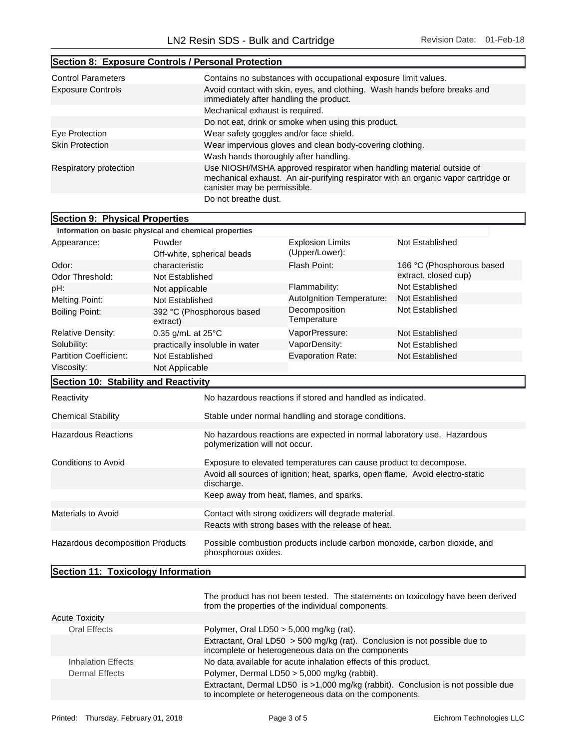## Section 8: Exposure Controls / Personal Protection

| | |
|---|---|
| Control Parameters | Contains no substances with occupational exposure limit values. |
| Exposure Controls | Avoid contact with skin, eyes, and clothing. Wash hands before breaks and immediately after handling the product. |
| | Mechanical exhaust is required. |
| | Do not eat, drink or smoke when using this product. |
| Eye Protection | Wear safety goggles and/or face shield. |
| Skin Protection | Wear impervious gloves and clean body-covering clothing. |
| | Wash hands thoroughly after handling. |
| Respiratory protection | Use NIOSH/MSHA approved respirator when handling material outside of mechanical exhaust. An air-purifying respirator with an organic vapor cartridge or canister may be permissible. |
| | Do not breathe dust. |

## Section 9: Physical Properties

**Information on basic physical and chemical properties**

| | | | |
|---|---|---|---|
| Appearance: | Powder<br>Off-white, spherical beads | Explosion Limits (Upper/Lower): | Not Established |
| Odor: | characteristic | Flash Point: | 166 °C (Phosphorous based extract, closed cup) |
| Odor Threshold: | Not Established | | |
| pH: | Not applicable | Flammability: | Not Established |
| Melting Point: | Not Established | AutoIgnition Temperature: | Not Established |
| Boiling Point: | 392 °C (Phosphorous based extract) | Decomposition Temperature | Not Established |
| Relative Density: | 0.35 g/mL at 25°C | VaporPressure: | Not Established |
| Solubility: | practically insoluble in water | VaporDensity: | Not Established |
| Partition Coefficient: | Not Established | Evaporation Rate: | Not Established |
| Viscosity: | Not Applicable | | |

## Section 10: Stability and Reactivity

| | |
|---|---|
| Reactivity | No hazardous reactions if stored and handled as indicated. |
| Chemical Stability | Stable under normal handling and storage conditions. |
| Hazardous Reactions | No hazardous reactions are expected in normal laboratory use. Hazardous polymerization will not occur. |
| Conditions to Avoid | Exposure to elevated temperatures can cause product to decompose. |
| | Avoid all sources of ignition; heat, sparks, open flame. Avoid electro-static discharge. |
| | Keep away from heat, flames, and sparks. |
| Materials to Avoid | Contact with strong oxidizers will degrade material. |
| | Reacts with strong bases with the release of heat. |
| Hazardous decomposition Products | Possible combustion products include carbon monoxide, carbon dioxide, and phosphorous oxides. |

## Section 11: Toxicology Information

The product has not been tested. The statements on toxicology have been derived from the properties of the individual components.

| | |
|---|---|
| Acute Toxicity | |
| Oral Effects | Polymer, Oral LD50 > 5,000 mg/kg (rat). |
| | Extractant, Oral LD50 > 500 mg/kg (rat). Conclusion is not possible due to incomplete or heterogeneous data on the components |
| Inhalation Effects | No data available for acute inhalation effects of this product. |
| Dermal Effects | Polymer, Dermal LD50 > 5,000 mg/kg (rabbit). |
| | Extractant, Dermal LD50 is >1,000 mg/kg (rabbit). Conclusion is not possible due to incomplete or heterogeneous data on the components. |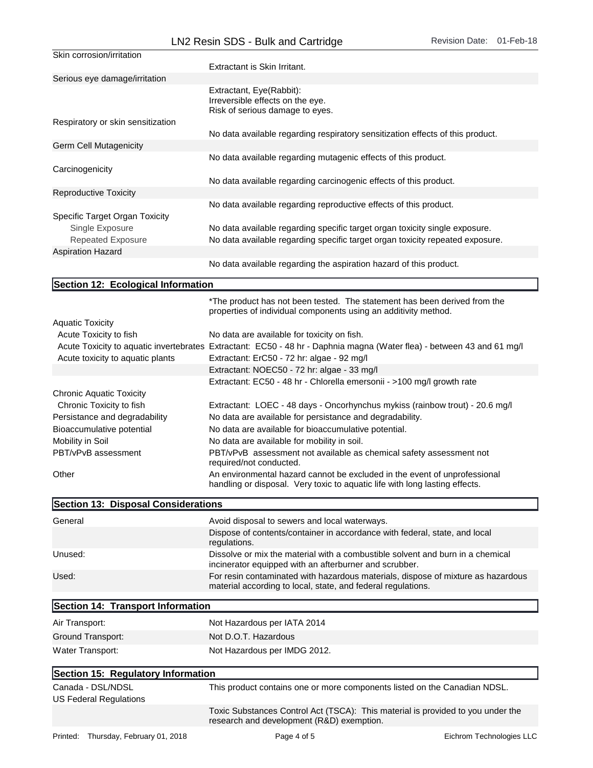| | |
|---|---|
| Skin corrosion/irritation | |
| | Extractant is Skin Irritant. |
| Serious eye damage/irritation | |
| | Extractant, Eye(Rabbit):<br>Irreversible effects on the eye.<br>Risk of serious damage to eyes. |
| Respiratory or skin sensitization | |
| | No data available regarding respiratory sensitization effects of this product. |
| Germ Cell Mutagenicity | |
| | No data available regarding mutagenic effects of this product. |
| Carcinogenicity | |
| | No data available regarding carcinogenic effects of this product. |
| Reproductive Toxicity | |
| | No data available regarding reproductive effects of this product. |
| Specific Target Organ Toxicity | |
| Single Exposure | No data available regarding specific target organ toxicity single exposure. |
| Repeated Exposure | No data available regarding specific target organ toxicity repeated exposure. |
| Aspiration Hazard | |
| | No data available regarding the aspiration hazard of this product. |

## Section 12: Ecological Information

| | |
|---|---|
| | *The product has not been tested. The statement has been derived from the properties of individual components using an additivity method. |
| Aquatic Toxicity | |
| Acute Toxicity to fish | No data are available for toxicity on fish. |
| Acute Toxicity to aquatic invertebrates | Extractant: EC50 - 48 hr - Daphnia magna (Water flea) - between 43 and 61 mg/l |
| Acute toxicity to aquatic plants | Extractant: ErC50 - 72 hr: algae - 92 mg/l |
| | Extractant: NOEC50 - 72 hr: algae - 33 mg/l |
| | Extractant: EC50 - 48 hr - Chlorella emersonii - >100 mg/l growth rate |
| Chronic Aquatic Toxicity | |
| Chronic Toxicity to fish | Extractant: LOEC - 48 days - Oncorhynchus mykiss (rainbow trout) - 20.6 mg/l |
| Persistance and degradability | No data are available for persistance and degradability. |
| Bioaccumulative potential | No data are available for bioaccumulative potential. |
| Mobility in Soil | No data are available for mobility in soil. |
| PBT/vPvB assessment | PBT/vPvB assessment not available as chemical safety assessment not required/not conducted. |
| Other | An environmental hazard cannot be excluded in the event of unprofessional handling or disposal. Very toxic to aquatic life with long lasting effects. |

## Section 13: Disposal Considerations

| | |
|---|---|
| General | Avoid disposal to sewers and local waterways. |
| | Dispose of contents/container in accordance with federal, state, and local regulations. |
| Unused: | Dissolve or mix the material with a combustible solvent and burn in a chemical incinerator equipped with an afterburner and scrubber. |
| Used: | For resin contaminated with hazardous materials, dispose of mixture as hazardous material according to local, state, and federal regulations. |

## Section 14: Transport Information

| | |
|---|---|
| Air Transport: | Not Hazardous per IATA 2014 |
| Ground Transport: | Not D.O.T. Hazardous |
| Water Transport: | Not Hazardous per IMDG 2012. |

## Section 15: Regulatory Information

| | |
|---|---|
| Canada - DSL/NDSL | This product contains one or more components listed on the Canadian NDSL. |
| US Federal Regulations | |
| | Toxic Substances Control Act (TSCA): This material is provided to you under the research and development (R&D) exemption. |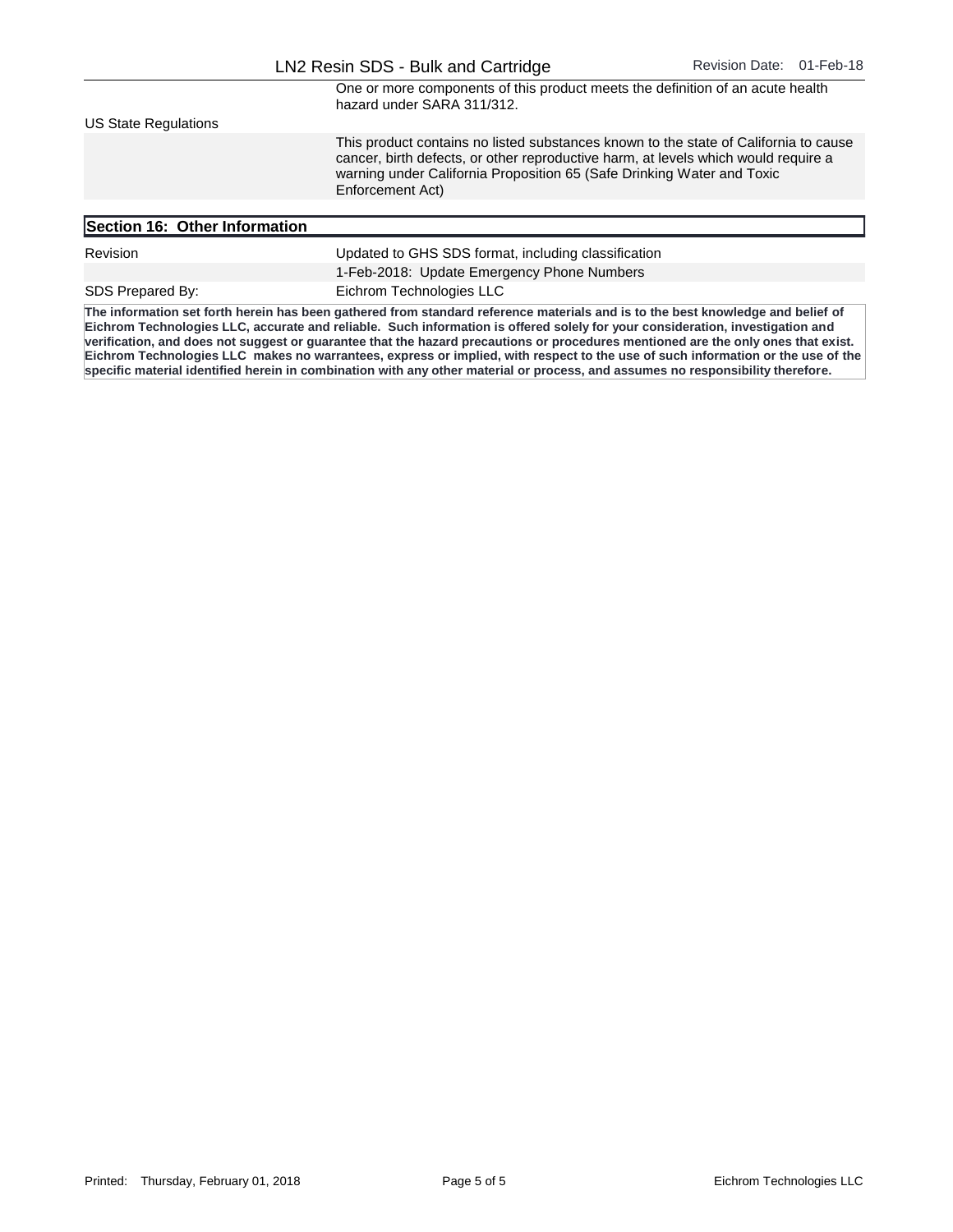| | |
|---|---|
| | One or more components of this product meets the definition of an acute health hazard under SARA 311/312. |
| US State Regulations | |
| | This product contains no listed substances known to the state of California to cause cancer, birth defects, or other reproductive harm, at levels which would require a warning under California Proposition 65 (Safe Drinking Water and Toxic Enforcement Act) |

## Section 16: Other Information

| | |
|---|---|
| Revision | Updated to GHS SDS format, including classification |
| | 1-Feb-2018: Update Emergency Phone Numbers |
| SDS Prepared By: | Eichrom Technologies LLC |

**The information set forth herein has been gathered from standard reference materials and is to the best knowledge and belief of Eichrom Technologies LLC, accurate and reliable. Such information is offered solely for your consideration, investigation and verification, and does not suggest or guarantee that the hazard precautions or procedures mentioned are the only ones that exist. Eichrom Technologies LLC makes no warrantees, express or implied, with respect to the use of such information or the use of the specific material identified herein in combination with any other material or process, and assumes no responsibility therefore.**